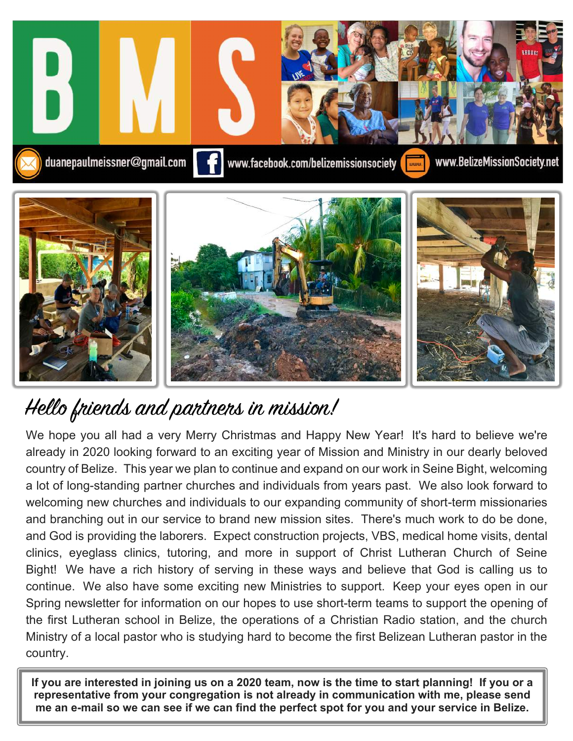# BMS

duanepaulmeissner@gmail.com www.facebook.com/belizemissionsociety www.BelizeMissionSociety.net

## *Hello friends and partners in mission!*

We hope you all had a very Merry Christmas and Happy New Year! It's hard to believe we're already in 2020 looking forward to an exciting year of Mission and Ministry in our dearly beloved country of Belize. This year we plan to continue and expand on our work in Seine Bight, welcoming a lot of long-standing partner churches and individuals from years past. We also look forward to welcoming new churches and individuals to our expanding community of short-term missionaries and branching out in our service to brand new mission sites. There's much work to do be done, and God is providing the laborers. Expect construction projects, VBS, medical home visits, dental clinics, eyeglass clinics, tutoring, and more in support of Christ Lutheran Church of Seine Bight! We have a rich history of serving in these ways and believe that God is calling us to continue. We also have some exciting new Ministries to support. Keep your eyes open in our Spring newsletter for information on our hopes to use short-term teams to support the opening of the first Lutheran school in Belize, the operations of a Christian Radio station, and the church Ministry of a local pastor who is studying hard to become the first Belizean Lutheran pastor in the country.

**If you are interested in joining us on a 2020 team, now is the time to start planning! If you or a representative from your congregation is not already in communication with me, please send me an e-mail so we can see if we can find the perfect spot for you and your service in Belize.**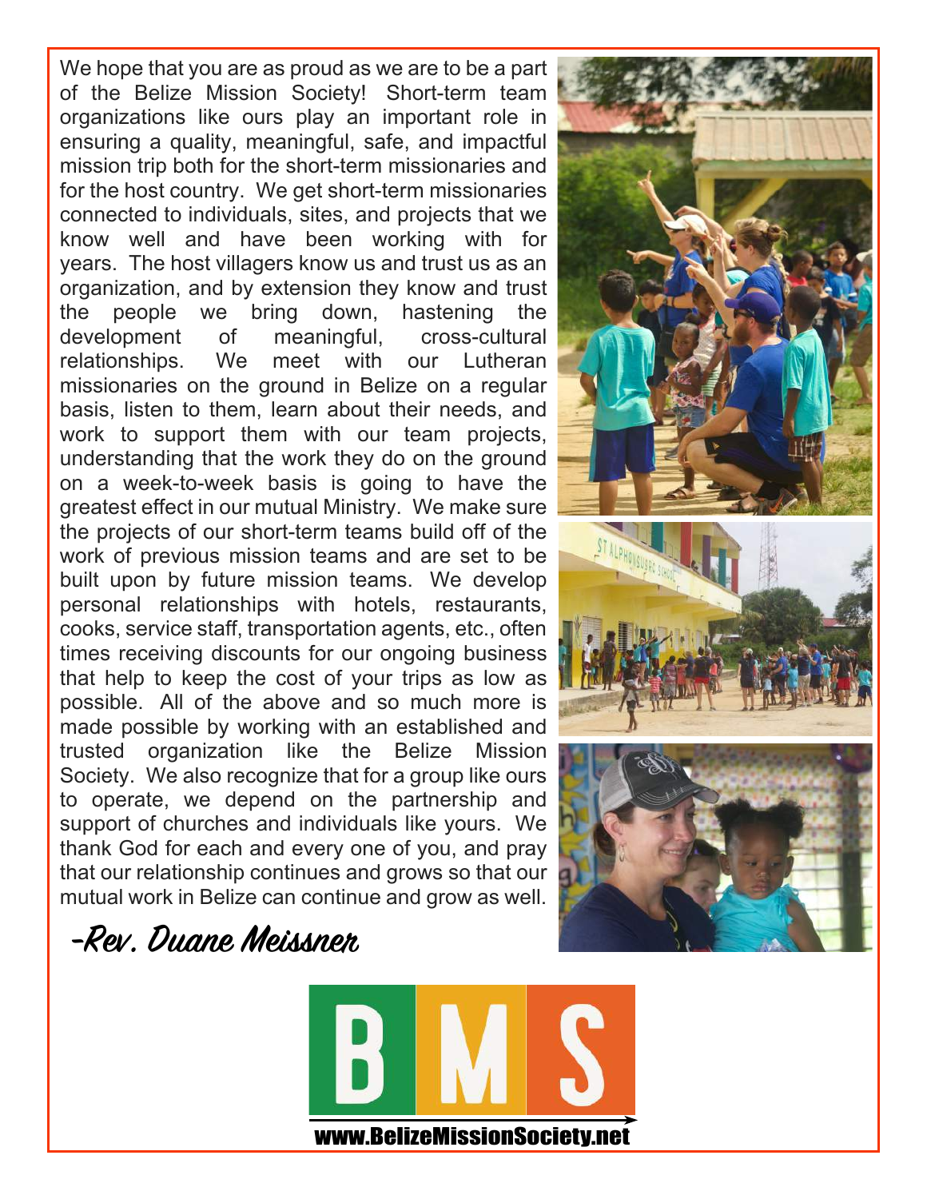We hope that you are as proud as we are to be a part of the Belize Mission Society! Short-term team organizations like ours play an important role in ensuring a quality, meaningful, safe, and impactful mission trip both for the short-term missionaries and for the host country. We get short-term missionaries connected to individuals, sites, and projects that we know well and have been working with for years. The host villagers know us and trust us as an organization, and by extension they know and trust the people we bring down, hastening the development of meaningful, cross-cultural relationships. We meet with our Lutheran missionaries on the ground in Belize on a regular basis, listen to them, learn about their needs, and work to support them with our team projects, understanding that the work they do on the ground on a week-to-week basis is going to have the greatest effect in our mutual Ministry. We make sure the projects of our short-term teams build off of the work of previous mission teams and are set to be built upon by future mission teams. We develop personal relationships with hotels, restaurants, cooks, service staff, transportation agents, etc., often times receiving discounts for our ongoing business that help to keep the cost of your trips as low as possible. All of the above and so much more is made possible by working with an established and trusted organization like the Belize Mission Society. We also recognize that for a group like ours to operate, we depend on the partnership and support of churches and individuals like yours. We thank God for each and every one of you, and pray that our relationship continues and grows so that our mutual work in Belize can continue and grow as well.

*-Rev. Duane Meissner*

BMS

www.BelizeMissionSociety.net